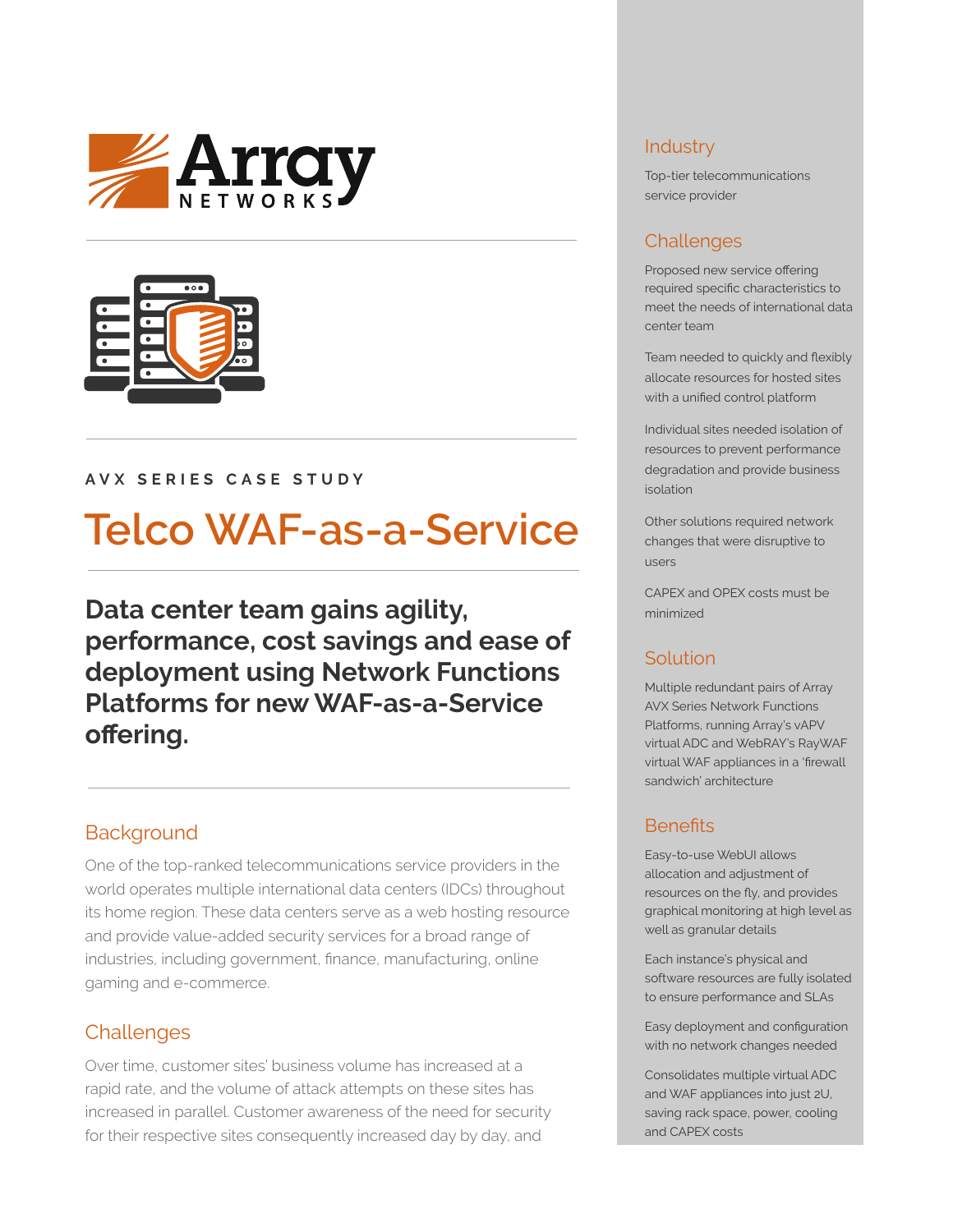AVX SERIES CASE STUDY

# Telco WAF-as-a-Service

**Data center team gains agility, performance, cost savings and ease of deployment using Network Functions Platforms for new WAF-as-a-Service offering.**

## Background

One of the top-ranked telecommunications service providers in the world operates multiple international data centers (IDCs) throughout its home region. These data centers serve as a web hosting resource and provide value-added security services for a broad range of industries, including government, finance, manufacturing, online gaming and e-commerce.

## Challenges

Over time, customer sites' business volume has increased at a rapid rate, and the volume of attack attempts on these sites has increased in parallel. Customer awareness of the need for security for their respective sites consequently increased day by day, and

### Industry

Top-tier telecommunications service provider

### Challenges

Proposed new service offering required specific characteristics to meet the needs of international data center team

Team needed to quickly and flexibly allocate resources for hosted sites with a unified control platform

Individual sites needed isolation of resources to prevent performance degradation and provide business isolation

Other solutions required network changes that were disruptive to users

CAPEX and OPEX costs must be minimized

### Solution

Multiple redundant pairs of Array AVX Series Network Functions Platforms, running Array's vAPV virtual ADC and WebRAY's RayWAF virtual WAF appliances in a 'firewall sandwich' architecture

### Benefits

Easy-to-use WebUI allows allocation and adjustment of resources on the fly, and provides graphical monitoring at high level as well as granular details

Each instance's physical and software resources are fully isolated to ensure performance and SLAs

Easy deployment and configuration with no network changes needed

Consolidates multiple virtual ADC and WAF appliances into just 2U, saving rack space, power, cooling and CAPEX costs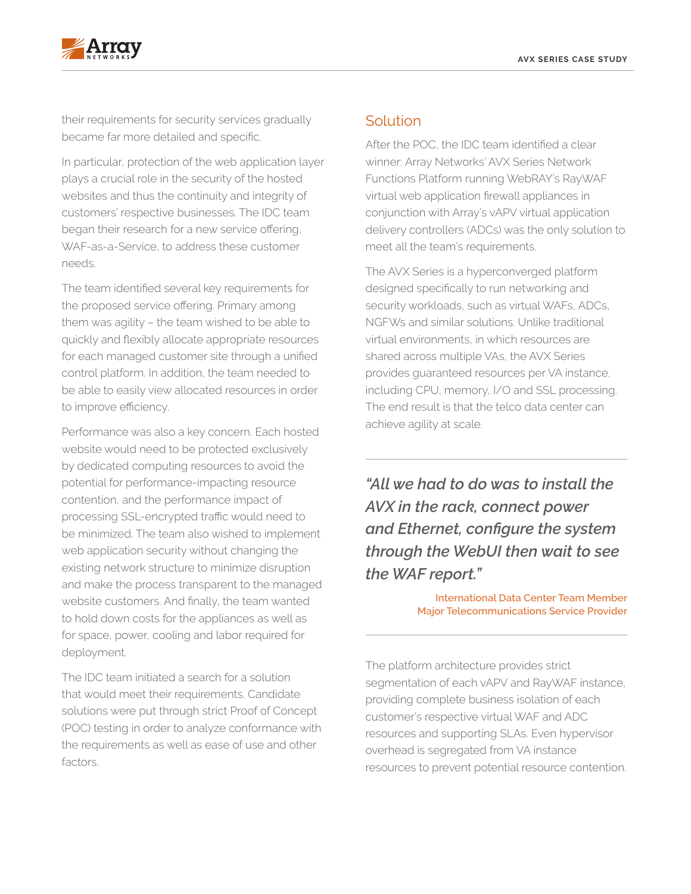their requirements for security services gradually became far more detailed and specific.

In particular, protection of the web application layer plays a crucial role in the security of the hosted websites and thus the continuity and integrity of customers' respective businesses. The IDC team began their research for a new service offering, WAF-as-a-Service, to address these customer needs.

The team identified several key requirements for the proposed service offering. Primary among them was agility – the team wished to be able to quickly and flexibly allocate appropriate resources for each managed customer site through a unified control platform. In addition, the team needed to be able to easily view allocated resources in order to improve efficiency.

Performance was also a key concern. Each hosted website would need to be protected exclusively by dedicated computing resources to avoid the potential for performance-impacting resource contention, and the performance impact of processing SSL-encrypted traffic would need to be minimized. The team also wished to implement web application security without changing the existing network structure to minimize disruption and make the process transparent to the managed website customers. And finally, the team wanted to hold down costs for the appliances as well as for space, power, cooling and labor required for deployment.

The IDC team initiated a search for a solution that would meet their requirements. Candidate solutions were put through strict Proof of Concept (POC) testing in order to analyze conformance with the requirements as well as ease of use and other factors.

## Solution

After the POC, the IDC team identified a clear winner: Array Networks' AVX Series Network Functions Platform running WebRAY's RayWAF virtual web application firewall appliances in conjunction with Array's vAPV virtual application delivery controllers (ADCs) was the only solution to meet all the team's requirements.

The AVX Series is a hyperconverged platform designed specifically to run networking and security workloads, such as virtual WAFs, ADCs, NGFWs and similar solutions. Unlike traditional virtual environments, in which resources are shared across multiple VAs, the AVX Series provides guaranteed resources per VA instance, including CPU, memory, I/O and SSL processing. The end result is that the telco data center can achieve agility at scale.

> ***"All we had to do was to install the AVX in the rack, connect power and Ethernet, configure the system through the WebUI then wait to see the WAF report."***
>
> **International Data Center Team Member**
> **Major Telecommunications Service Provider**

The platform architecture provides strict segmentation of each vAPV and RayWAF instance, providing complete business isolation of each customer's respective virtual WAF and ADC resources and supporting SLAs. Even hypervisor overhead is segregated from VA instance resources to prevent potential resource contention.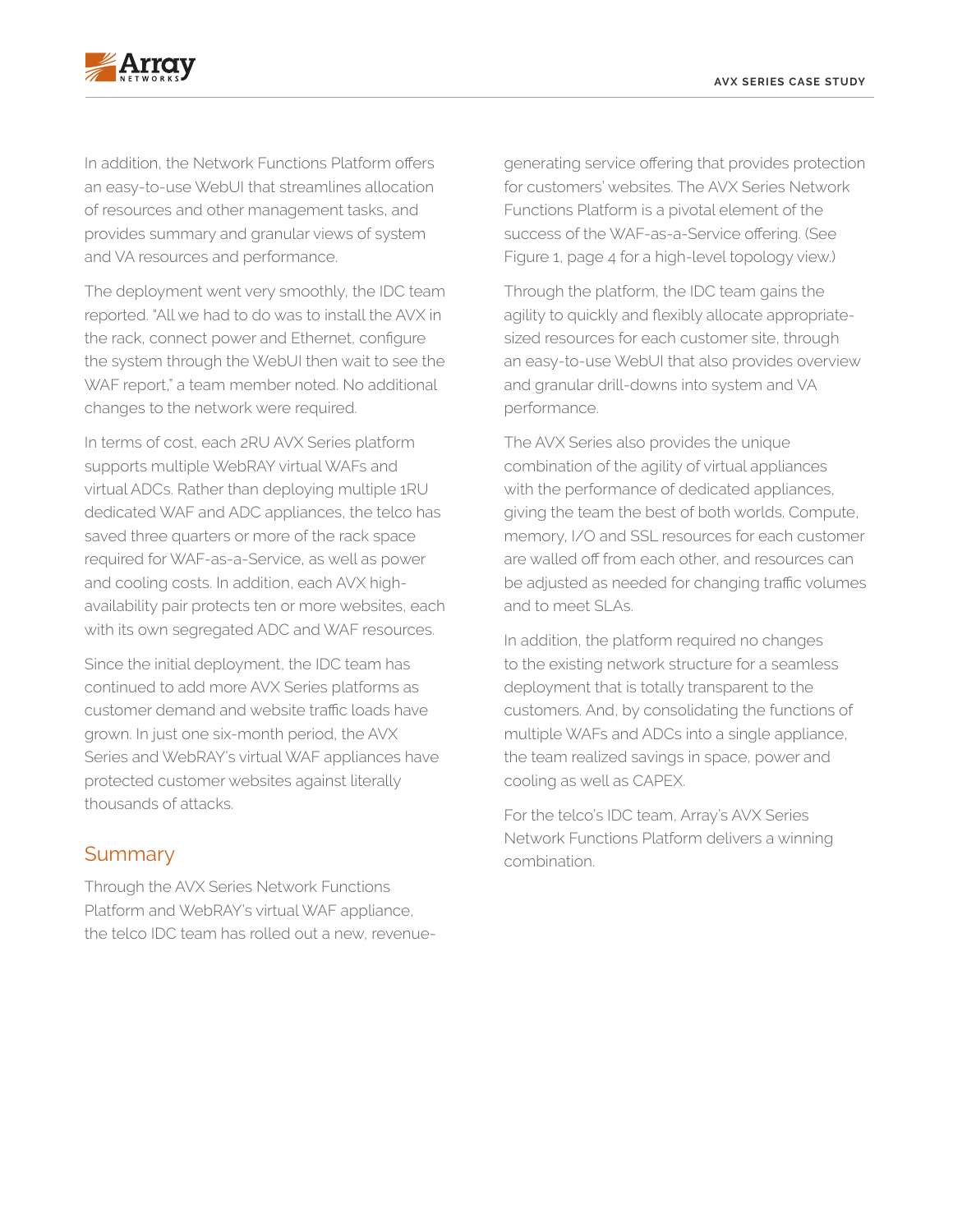In addition, the Network Functions Platform offers an easy-to-use WebUI that streamlines allocation of resources and other management tasks, and provides summary and granular views of system and VA resources and performance.

The deployment went very smoothly, the IDC team reported. "All we had to do was to install the AVX in the rack, connect power and Ethernet, configure the system through the WebUI then wait to see the WAF report," a team member noted. No additional changes to the network were required.

In terms of cost, each 2RU AVX Series platform supports multiple WebRAY virtual WAFs and virtual ADCs. Rather than deploying multiple 1RU dedicated WAF and ADC appliances, the telco has saved three quarters or more of the rack space required for WAF-as-a-Service, as well as power and cooling costs. In addition, each AVX high-availability pair protects ten or more websites, each with its own segregated ADC and WAF resources.

Since the initial deployment, the IDC team has continued to add more AVX Series platforms as customer demand and website traffic loads have grown. In just one six-month period, the AVX Series and WebRAY's virtual WAF appliances have protected customer websites against literally thousands of attacks.

## Summary

Through the AVX Series Network Functions Platform and WebRAY's virtual WAF appliance, the telco IDC team has rolled out a new, revenue-generating service offering that provides protection for customers' websites. The AVX Series Network Functions Platform is a pivotal element of the success of the WAF-as-a-Service offering. (See Figure 1, page 4 for a high-level topology view.)

Through the platform, the IDC team gains the agility to quickly and flexibly allocate appropriate-sized resources for each customer site, through an easy-to-use WebUI that also provides overview and granular drill-downs into system and VA performance.

The AVX Series also provides the unique combination of the agility of virtual appliances with the performance of dedicated appliances, giving the team the best of both worlds. Compute, memory, I/O and SSL resources for each customer are walled off from each other, and resources can be adjusted as needed for changing traffic volumes and to meet SLAs.

In addition, the platform required no changes to the existing network structure for a seamless deployment that is totally transparent to the customers. And, by consolidating the functions of multiple WAFs and ADCs into a single appliance, the team realized savings in space, power and cooling as well as CAPEX.

For the telco's IDC team, Array's AVX Series Network Functions Platform delivers a winning combination.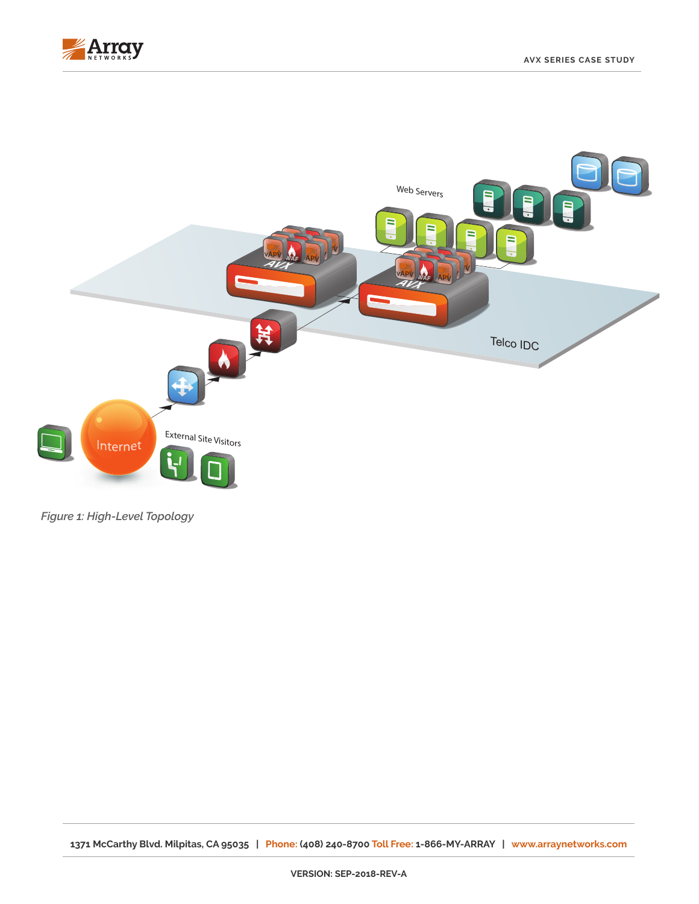Web Servers

vAPV WAF APV

AVX

Telco IDC

Internet

External Site Visitors

*Figure 1: High-Level Topology*